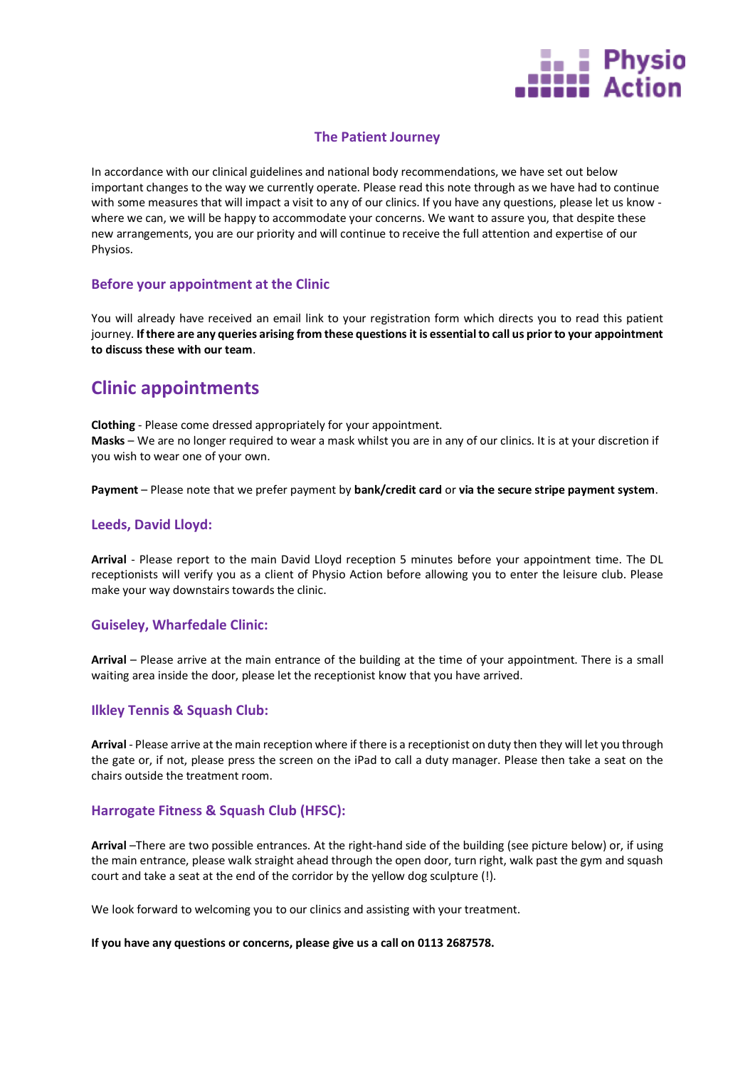Physio Action

## The Patient Journey

In accordance with our clinical guidelines and national body recommendations, we have set out below important changes to the way we currently operate. Please read this note through as we have had to continue with some measures that will impact a visit to any of our clinics. If you have any questions, please let us know - where we can, we will be happy to accommodate your concerns. We want to assure you, that despite these new arrangements, you are our priority and will continue to receive the full attention and expertise of our Physios.

### Before your appointment at the Clinic

You will already have received an email link to your registration form which directs you to read this patient journey. **If there are any queries arising from these questions it is essential to call us prior to your appointment to discuss these with our team**.

# Clinic appointments

**Clothing** - Please come dressed appropriately for your appointment.
**Masks** – We are no longer required to wear a mask whilst you are in any of our clinics. It is at your discretion if you wish to wear one of your own.

**Payment** – Please note that we prefer payment by **bank/credit card** or **via the secure stripe payment system**.

### Leeds, David Lloyd:

**Arrival** - Please report to the main David Lloyd reception 5 minutes before your appointment time. The DL receptionists will verify you as a client of Physio Action before allowing you to enter the leisure club. Please make your way downstairs towards the clinic.

### Guiseley, Wharfedale Clinic:

**Arrival** – Please arrive at the main entrance of the building at the time of your appointment. There is a small waiting area inside the door, please let the receptionist know that you have arrived.

### Ilkley Tennis & Squash Club:

**Arrival** - Please arrive at the main reception where if there is a receptionist on duty then they will let you through the gate or, if not, please press the screen on the iPad to call a duty manager. Please then take a seat on the chairs outside the treatment room.

### Harrogate Fitness & Squash Club (HFSC):

**Arrival** –There are two possible entrances. At the right-hand side of the building (see picture below) or, if using the main entrance, please walk straight ahead through the open door, turn right, walk past the gym and squash court and take a seat at the end of the corridor by the yellow dog sculpture (!).

We look forward to welcoming you to our clinics and assisting with your treatment.

**If you have any questions or concerns, please give us a call on 0113 2687578.**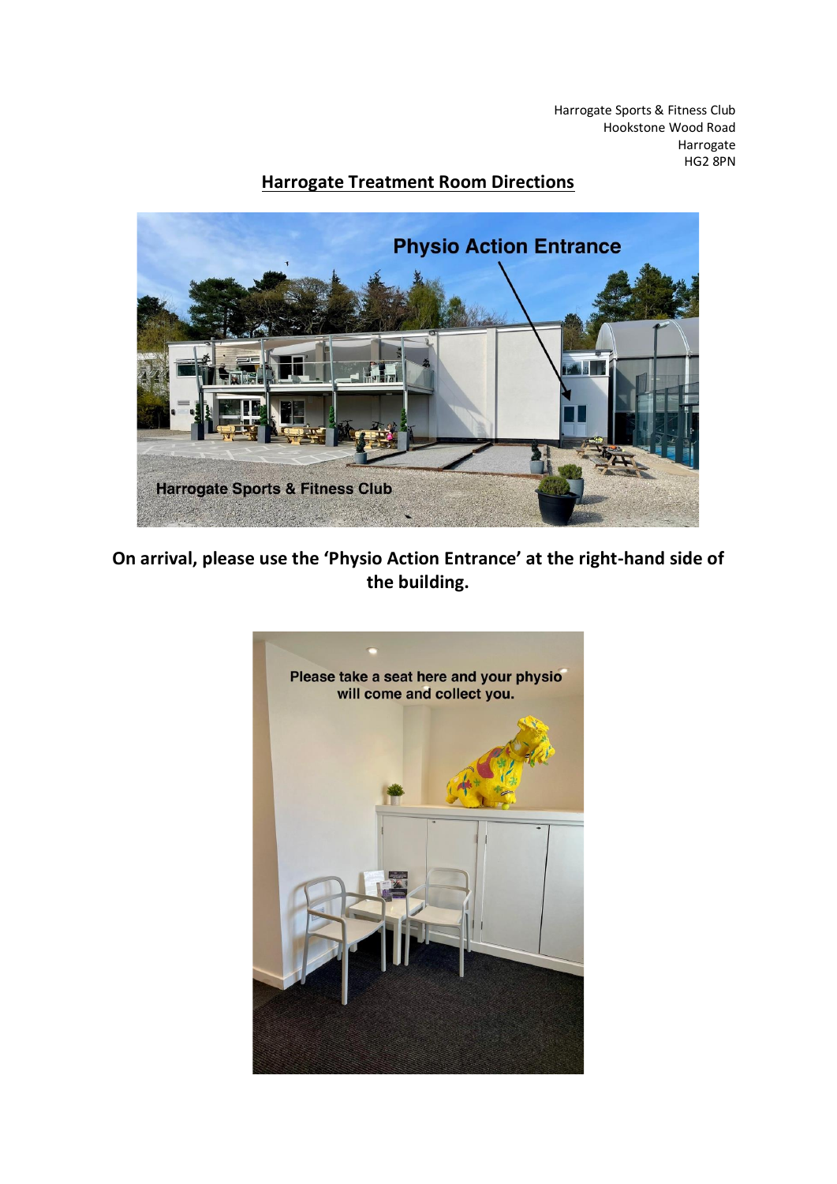Harrogate Sports & Fitness Club
Hookstone Wood Road
Harrogate
HG2 8PN

# Harrogate Treatment Room Directions

**On arrival, please use the 'Physio Action Entrance' at the right-hand side of the building.**